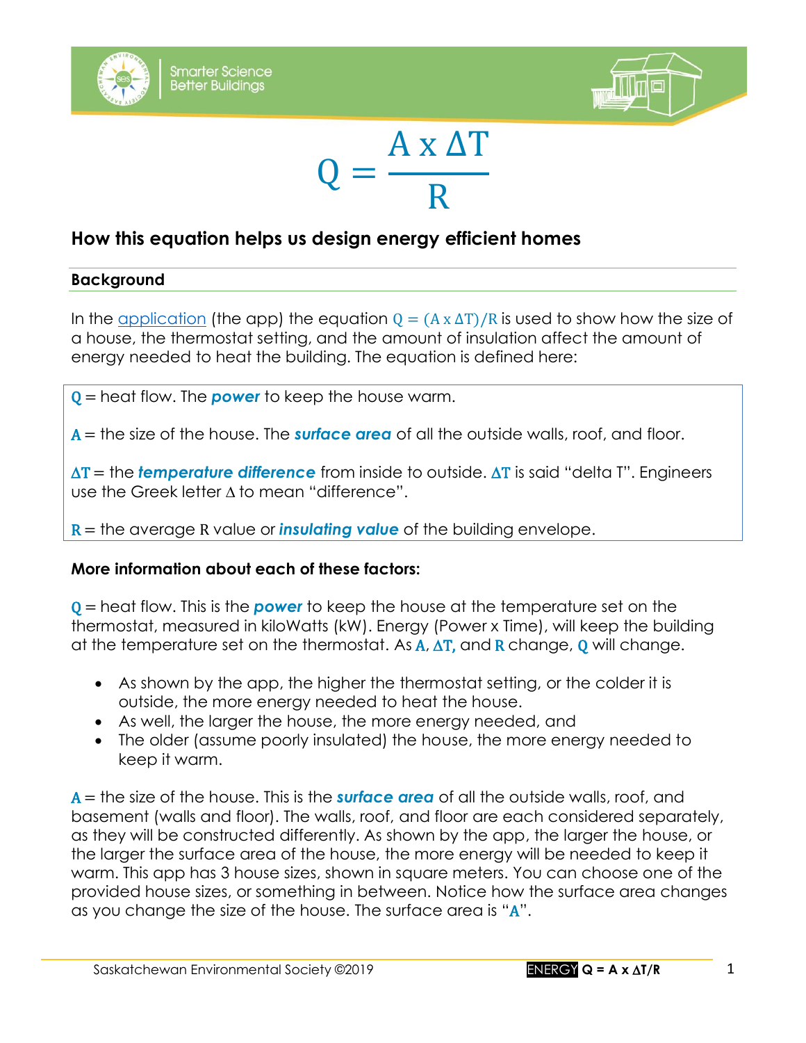$$Q = \frac{A \times \Delta T}{R}$$

## How this equation helps us design energy efficient homes

### Background

In the application (the app) the equation $Q = (A \times \Delta T)/R$ is used to show how the size of a house, the thermostat setting, and the amount of insulation affect the amount of energy needed to heat the building. The equation is defined here:

$Q$ = heat flow. The ***power*** to keep the house warm.

$A$ = the size of the house. The ***surface area*** of all the outside walls, roof, and floor.

$\Delta T$ = the ***temperature difference*** from inside to outside. $\Delta T$ is said "delta T". Engineers use the Greek letter $\Delta$ to mean "difference".

$R$ = the average R value or ***insulating value*** of the building envelope.

**More information about each of these factors:**

$Q$ = heat flow. This is the ***power*** to keep the house at the temperature set on the thermostat, measured in kiloWatts (kW). Energy (Power x Time), will keep the building at the temperature set on the thermostat. As $A$, $\Delta T$, and $R$ change, $Q$ will change.

- As shown by the app, the higher the thermostat setting, or the colder it is outside, the more energy needed to heat the house.
- As well, the larger the house, the more energy needed, and
- The older (assume poorly insulated) the house, the more energy needed to keep it warm.

$A$ = the size of the house. This is the ***surface area*** of all the outside walls, roof, and basement (walls and floor). The walls, roof, and floor are each considered separately, as they will be constructed differently. As shown by the app, the larger the house, or the larger the surface area of the house, the more energy will be needed to keep it warm. This app has 3 house sizes, shown in square meters. You can choose one of the provided house sizes, or something in between. Notice how the surface area changes as you change the size of the house. The surface area is "$A$".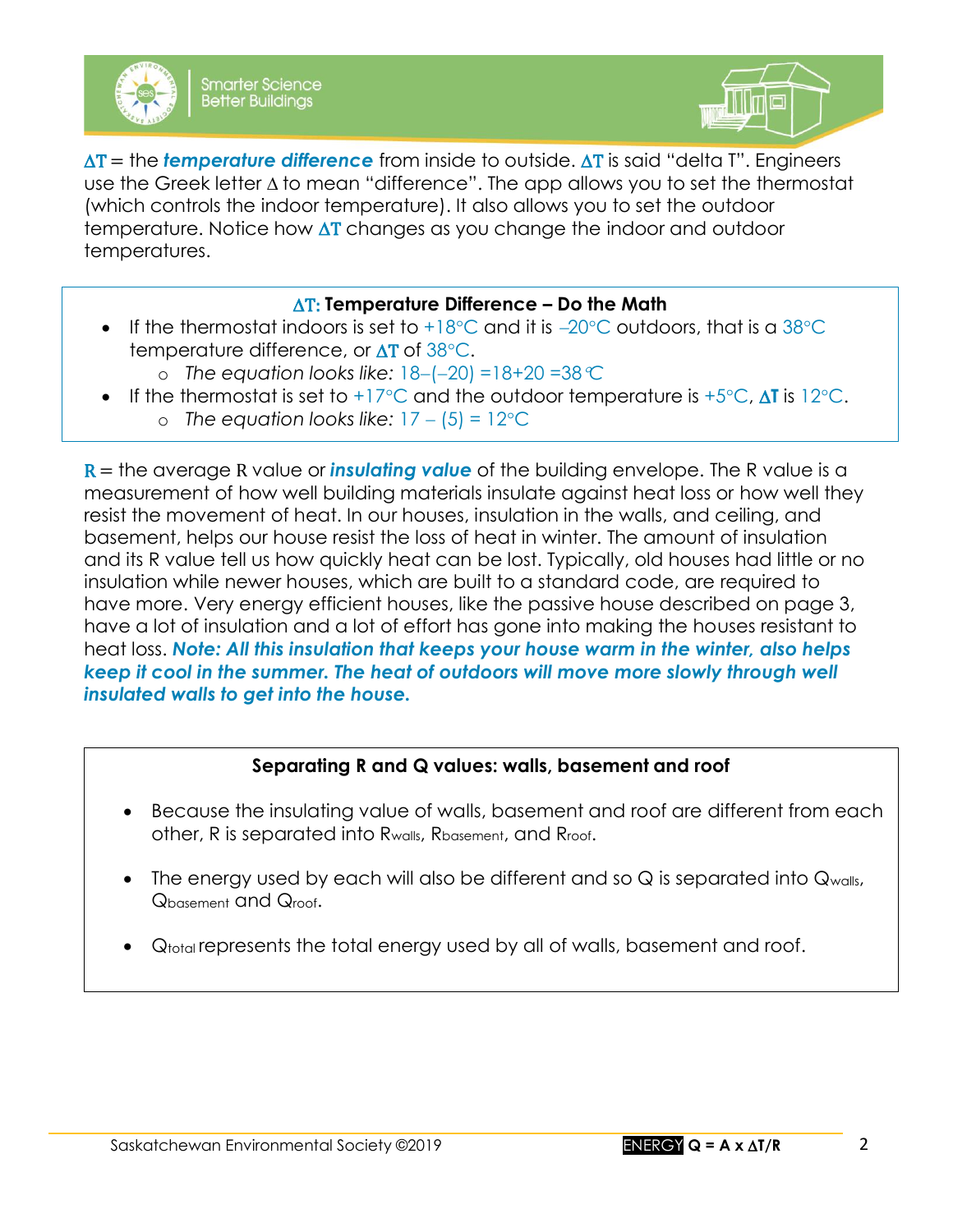$\Delta T$ = the ***temperature difference*** from inside to outside. $\Delta T$ is said "delta T". Engineers use the Greek letter $\Delta$ to mean "difference". The app allows you to set the thermostat (which controls the indoor temperature). It also allows you to set the outdoor temperature. Notice how $\Delta T$ changes as you change the indoor and outdoor temperatures.

> **$\Delta T$: Temperature Difference – Do the Math**
>
> - If the thermostat indoors is set to +18°C and it is –20°C outdoors, that is a 38°C temperature difference, or $\Delta T$ of 38°C.
>   - *The equation looks like:* $18-(-20) = 18+20 = 38$ °C
> - If the thermostat is set to +17°C and the outdoor temperature is +5°C, $\Delta T$ is 12°C.
>   - *The equation looks like:* $17 - (5) = 12$°C

$R$ = the average R value or ***insulating value*** of the building envelope. The R value is a measurement of how well building materials insulate against heat loss or how well they resist the movement of heat. In our houses, insulation in the walls, and ceiling, and basement, helps our house resist the loss of heat in winter. The amount of insulation and its R value tell us how quickly heat can be lost. Typically, old houses had little or no insulation while newer houses, which are built to a standard code, are required to have more. Very energy efficient houses, like the passive house described on page 3, have a lot of insulation and a lot of effort has gone into making the houses resistant to heat loss. ***Note: All this insulation that keeps your house warm in the winter, also helps keep it cool in the summer. The heat of outdoors will move more slowly through well insulated walls to get into the house.***

> **Separating R and Q values: walls, basement and roof**
>
> - Because the insulating value of walls, basement and roof are different from each other, R is separated into $R_{walls}$, $R_{basement}$, and $R_{roof}$.
> - The energy used by each will also be different and so Q is separated into $Q_{walls}$, $Q_{basement}$ and $Q_{roof}$.
> - $Q_{total}$ represents the total energy used by all of walls, basement and roof.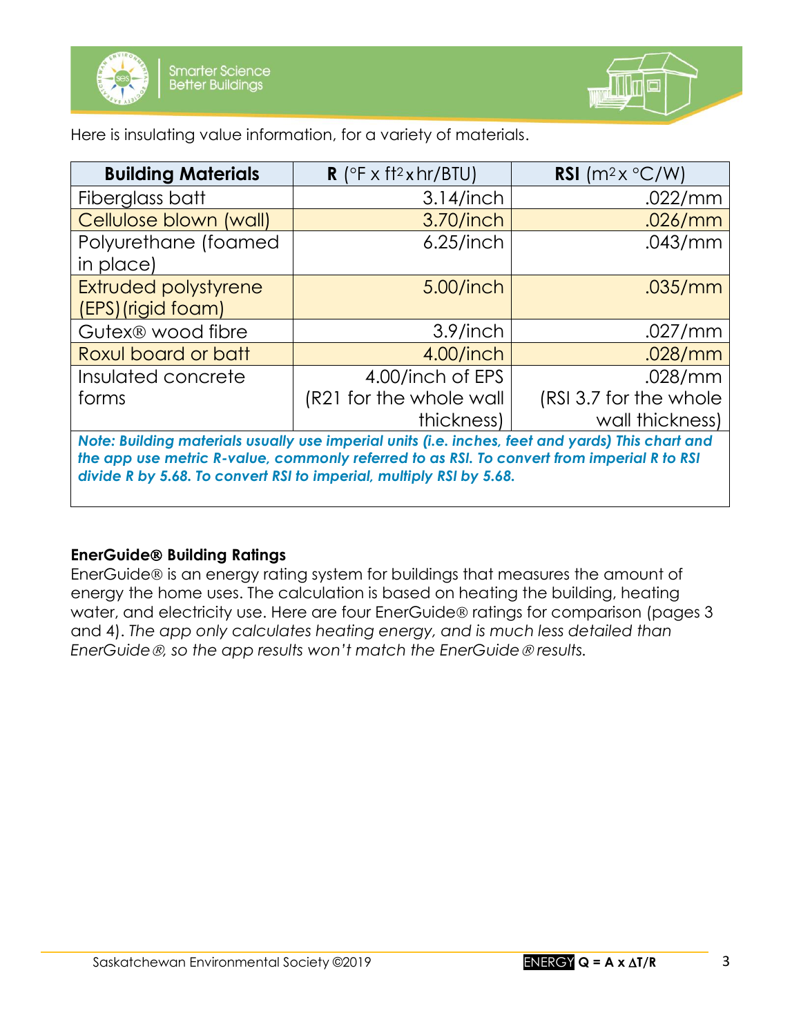Here is insulating value information, for a variety of materials.

| **Building Materials** | **R** (°F x ft$^2$ x hr/BTU) | **RSI** (m$^2$ x °C/W) |
|---|---|---|
| Fiberglass batt | 3.14/inch | .022/mm |
| Cellulose blown (wall) | 3.70/inch | .026/mm |
| Polyurethane (foamed in place) | 6.25/inch | .043/mm |
| Extruded polystyrene (EPS) (rigid foam) | 5.00/inch | .035/mm |
| Gutex® wood fibre | 3.9/inch | .027/mm |
| Roxul board or batt | 4.00/inch | .028/mm |
| Insulated concrete forms | 4.00/inch of EPS (R21 for the whole wall thickness) | .028/mm (RSI 3.7 for the whole wall thickness) |

***Note: Building materials usually use imperial units (i.e. inches, feet and yards) This chart and the app use metric R-value, commonly referred to as RSI. To convert from imperial R to RSI divide R by 5.68. To convert RSI to imperial, multiply RSI by 5.68.***

**EnerGuide® Building Ratings**

EnerGuide® is an energy rating system for buildings that measures the amount of energy the home uses. The calculation is based on heating the building, heating water, and electricity use. Here are four EnerGuide® ratings for comparison (pages 3 and 4). *The app only calculates heating energy, and is much less detailed than EnerGuide®, so the app results won't match the EnerGuide® results.*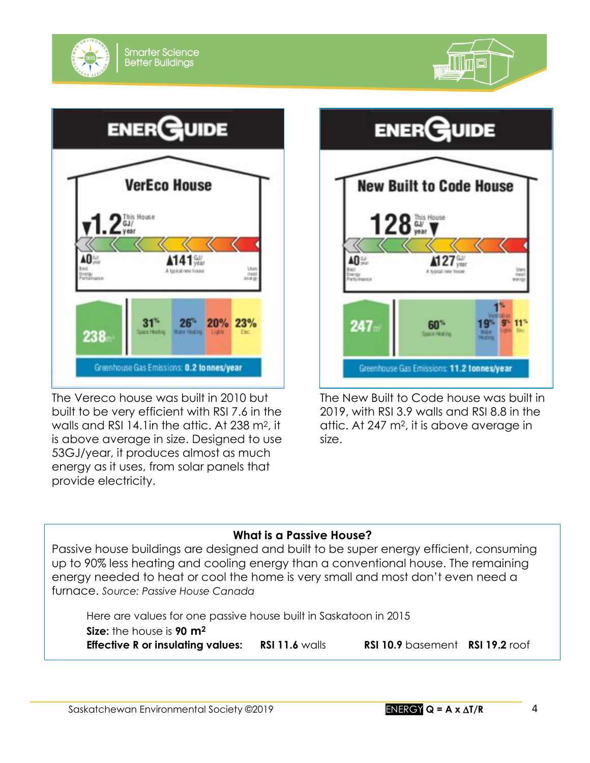## ENERGUIDE

### VerEco House

1.2 GJ/year (This House)

0 GJ/year — Best Energy Performance | 141 GJ/year — A typical new house | Uses most energy

238 m²

| 31% | 26% | 20% | 23% |
|---|---|---|---|
| Space Heating | Water Heating | Lights | Elec. |

Greenhouse Gas Emissions: **0.2 tonnes/year**

The Vereco house was built in 2010 but built to be very efficient with RSI 7.6 in the walls and RSI 14.1in the attic. At 238 m², it is above average in size. Designed to use 53GJ/year, it produces almost as much energy as it uses, from solar panels that provide electricity.

## ENERGUIDE

### New Built to Code House

128 GJ/year (This House)

0 GJ/year — Best Energy Performance | 127 GJ/year — A typical new house | Uses most energy

247 m²

| 60% | 1% | 19% | 9% | 11% |
|---|---|---|---|---|
| Space Heating | Ventilation | Water Heating | Lights | Elec. |

Greenhouse Gas Emissions: **11.2 tonnes/year**

The New Built to Code house was built in 2019, with RSI 3.9 walls and RSI 8.8 in the attic. At 247 m², it is above average in size.

**What is a Passive House?**

Passive house buildings are designed and built to be super energy efficient, consuming up to 90% less heating and cooling energy than a conventional house. The remaining energy needed to heat or cool the home is very small and most don't even need a furnace. *Source: Passive House Canada*

Here are values for one passive house built in Saskatoon in 2015

**Size:** the house is **90 m²**

**Effective R or insulating values:** **RSI 11.6** walls **RSI 10.9** basement **RSI 19.2** roof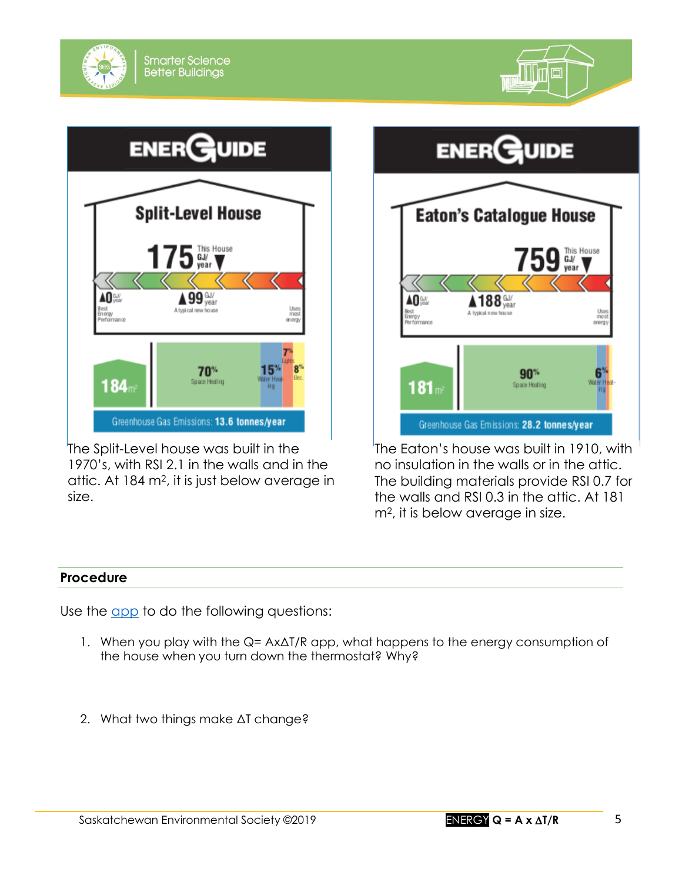**ENERGUIDE**

**Split-Level House**

175 GJ/year — This House

0 GJ/year — Best Energy Performance

99 GJ/year — A typical new house

Uses most energy

184 m²

70% Space Heating | 15% Water Heating | 7% Lights | 8% Elec.

Greenhouse Gas Emissions: **13.6 tonnes/year**

The Split-Level house was built in the 1970's, with RSI 2.1 in the walls and in the attic. At 184 m², it is just below average in size.

**ENERGUIDE**

**Eaton's Catalogue House**

759 GJ/year — This House

0 GJ/year — Best Energy Performance

188 GJ/year — A typical new house

Uses most energy

181 m²

90% Space Heating | 6% Water Heating

Greenhouse Gas Emissions: **28.2 tonnes/year**

The Eaton's house was built in 1910, with no insulation in the walls or in the attic. The building materials provide RSI 0.7 for the walls and RSI 0.3 in the attic. At 181 m², it is below average in size.

## Procedure

Use the app to do the following questions:

1. When you play with the $Q = A x \Delta T/R$ app, what happens to the energy consumption of the house when you turn down the thermostat? Why?

2. What two things make $\Delta T$ change?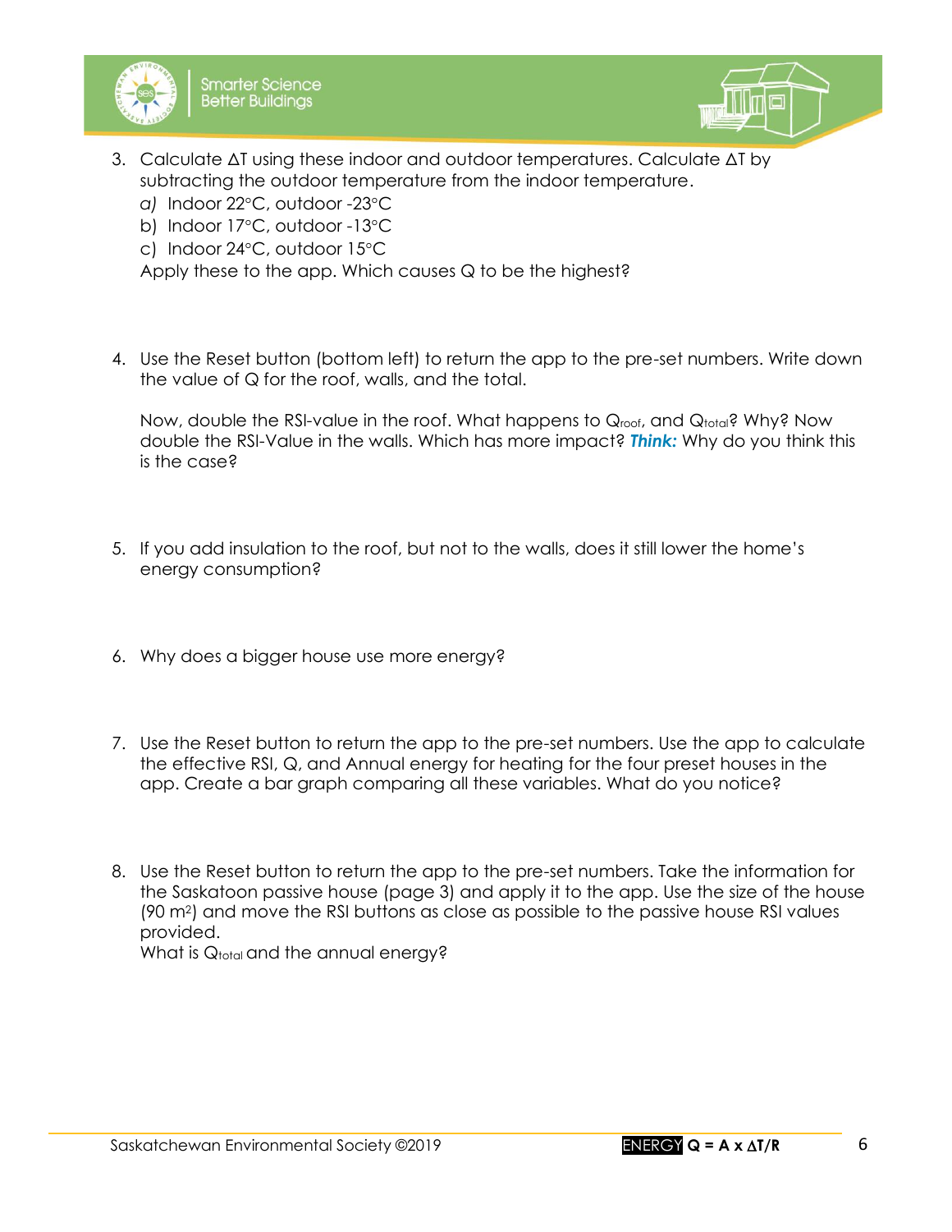3. Calculate $\Delta T$ using these indoor and outdoor temperatures. Calculate $\Delta T$ by subtracting the outdoor temperature from the indoor temperature.
   *a)* Indoor 22°C, outdoor -23°C
   b) Indoor 17°C, outdoor -13°C
   c) Indoor 24°C, outdoor 15°C
   Apply these to the app. Which causes Q to be the highest?

4. Use the Reset button (bottom left) to return the app to the pre-set numbers. Write down the value of Q for the roof, walls, and the total.

   Now, double the RSI-value in the roof. What happens to $Q_{roof}$, and $Q_{total}$? Why? Now double the RSI-Value in the walls. Which has more impact? ***Think:*** Why do you think this is the case?

5. If you add insulation to the roof, but not to the walls, does it still lower the home's energy consumption?

6. Why does a bigger house use more energy?

7. Use the Reset button to return the app to the pre-set numbers. Use the app to calculate the effective RSI, Q, and Annual energy for heating for the four preset houses in the app. Create a bar graph comparing all these variables. What do you notice?

8. Use the Reset button to return the app to the pre-set numbers. Take the information for the Saskatoon passive house (page 3) and apply it to the app. Use the size of the house (90 $m^2$) and move the RSI buttons as close as possible to the passive house RSI values provided.
   What is $Q_{total}$ and the annual energy?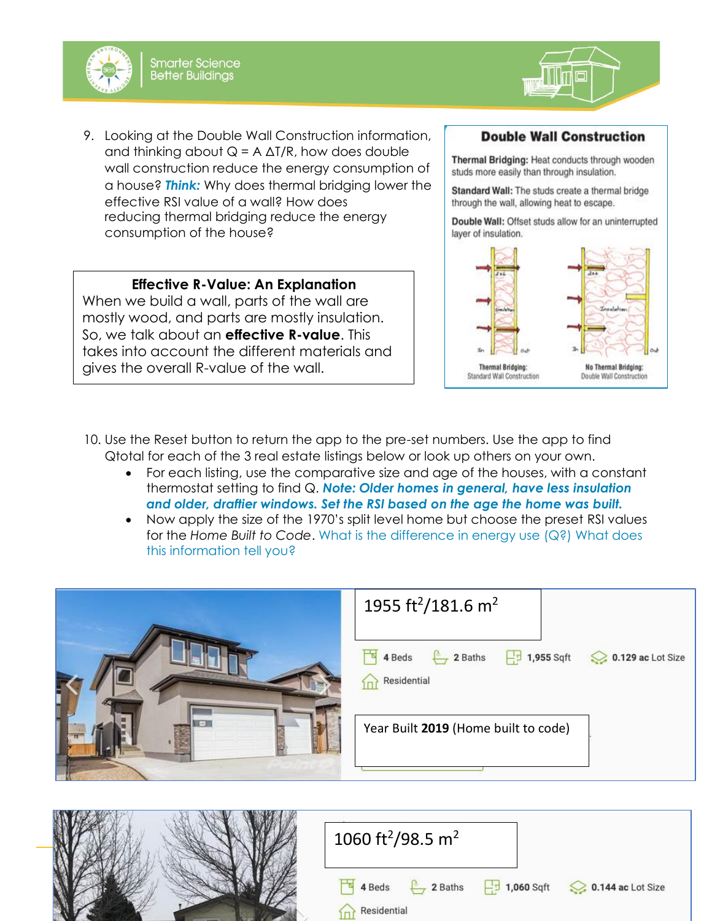9. Looking at the Double Wall Construction information, and thinking about $Q = A\,\Delta T/R$, how does double wall construction reduce the energy consumption of a house? ***Think:*** Why does thermal bridging lower the effective RSI value of a wall? How does reducing thermal bridging reduce the energy consumption of the house?

**Double Wall Construction**

**Thermal Bridging:** Heat conducts through wooden studs more easily than through insulation.

**Standard Wall:** The studs create a thermal bridge through the wall, allowing heat to escape.

**Double Wall:** Offset studs allow for an uninterrupted layer of insulation.

Thermal Bridging: Standard Wall Construction

No Thermal Bridging: Double Wall Construction

**Effective R-Value: An Explanation**

When we build a wall, parts of the wall are mostly wood, and parts are mostly insulation. So, we talk about an **effective R-value**. This takes into account the different materials and gives the overall R-value of the wall.

10. Use the Reset button to return the app to the pre-set numbers. Use the app to find Qtotal for each of the 3 real estate listings below or look up others on your own.
    - For each listing, use the comparative size and age of the houses, with a constant thermostat setting to find Q. ***Note: Older homes in general, have less insulation and older, draftier windows. Set the RSI based on the age the home was built.***
    - Now apply the size of the 1970's split level home but choose the preset RSI values for the *Home Built to Code*. What is the difference in energy use (Q?) What does this information tell you?

1955 $ft^2$/181.6 $m^2$

4 Beds | 2 Baths | 1,955 Sqft | 0.129 ac Lot Size

Residential

Year Built **2019** (Home built to code)

1060 $ft^2$/98.5 $m^2$

4 Beds | 2 Baths | 1,060 Sqft | 0.144 ac Lot Size

Residential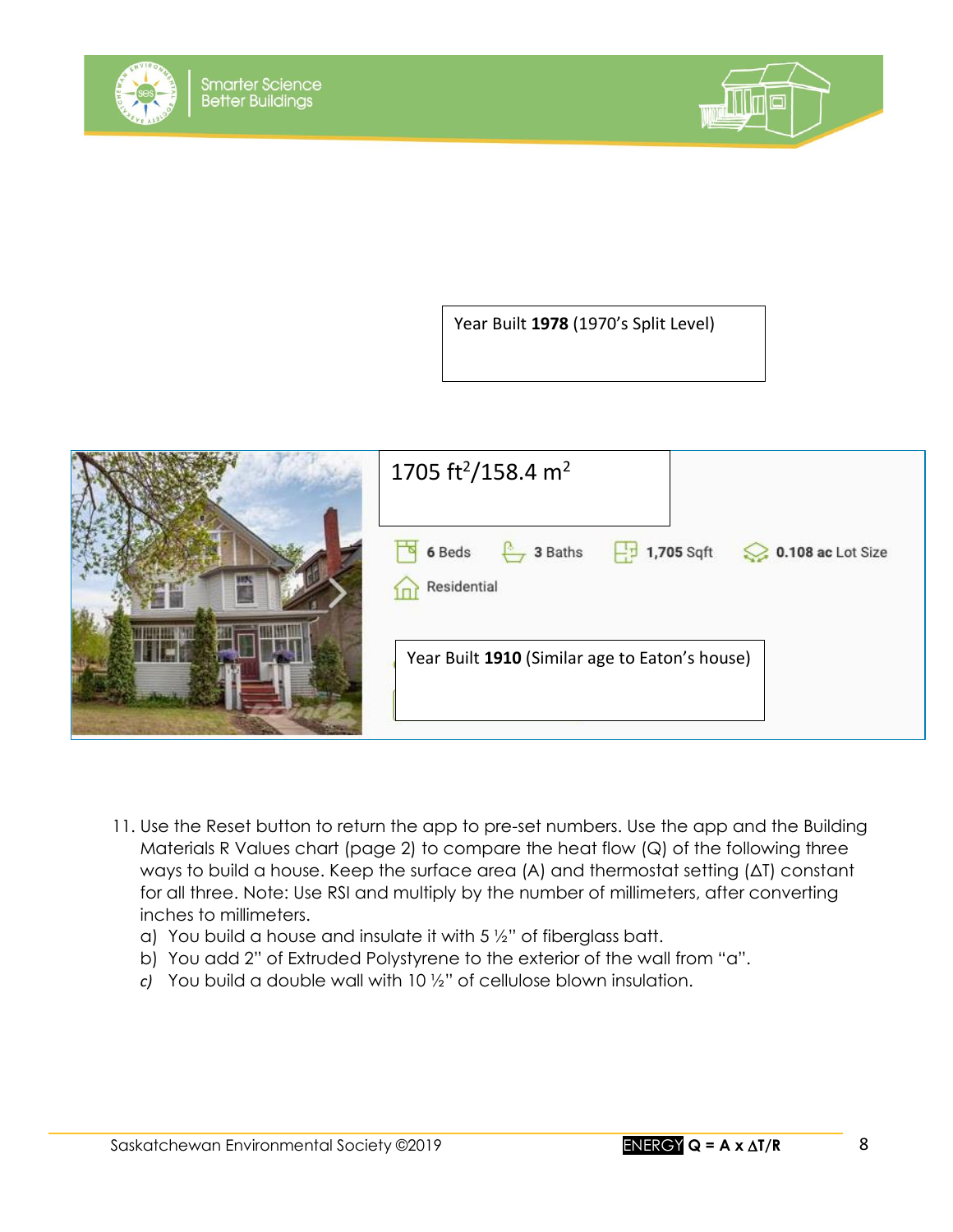Year Built **1978** (1970's Split Level)

$1705\ ft^2/158.4\ m^2$

**6** Beds **3** Baths **1,705** Sqft **0.108 ac** Lot Size

Residential

Year Built **1910** (Similar age to Eaton's house)

11. Use the Reset button to return the app to pre-set numbers. Use the app and the Building Materials R Values chart (page 2) to compare the heat flow (Q) of the following three ways to build a house. Keep the surface area (A) and thermostat setting (ΔT) constant for all three. Note: Use RSI and multiply by the number of millimeters, after converting inches to millimeters.
    a) You build a house and insulate it with 5 ½" of fiberglass batt.
    b) You add 2" of Extruded Polystyrene to the exterior of the wall from "a".
    *c)* You build a double wall with 10 ½" of cellulose blown insulation.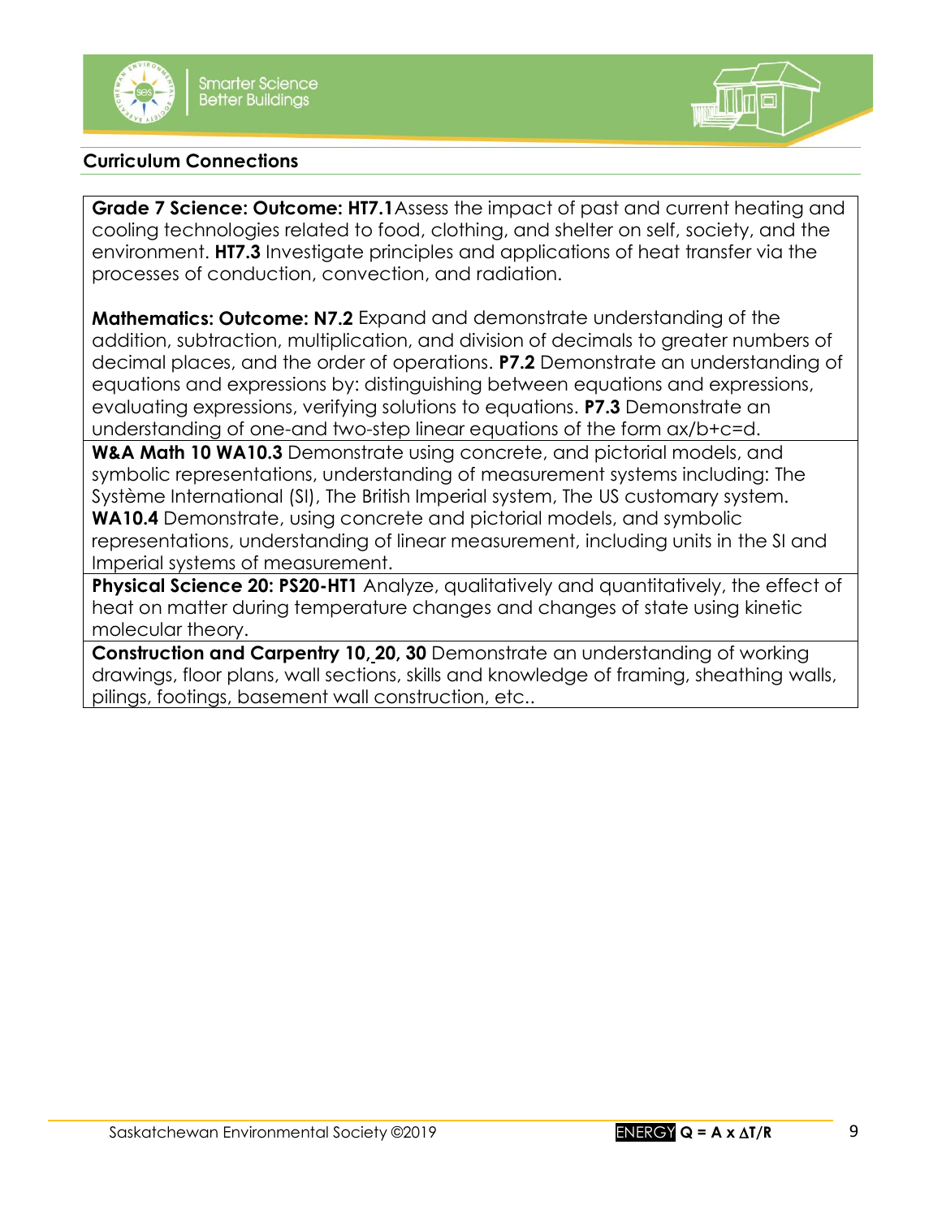## Curriculum Connections

**Grade 7 Science: Outcome: HT7.1** Assess the impact of past and current heating and cooling technologies related to food, clothing, and shelter on self, society, and the environment. **HT7.3** Investigate principles and applications of heat transfer via the processes of conduction, convection, and radiation.

**Mathematics: Outcome: N7.2** Expand and demonstrate understanding of the addition, subtraction, multiplication, and division of decimals to greater numbers of decimal places, and the order of operations. **P7.2** Demonstrate an understanding of equations and expressions by: distinguishing between equations and expressions, evaluating expressions, verifying solutions to equations. **P7.3** Demonstrate an understanding of one-and two-step linear equations of the form ax/b+c=d.

**W&A Math 10 WA10.3** Demonstrate using concrete, and pictorial models, and symbolic representations, understanding of measurement systems including: The Système International (SI), The British Imperial system, The US customary system. **WA10.4** Demonstrate, using concrete and pictorial models, and symbolic representations, understanding of linear measurement, including units in the SI and Imperial systems of measurement.

**Physical Science 20: PS20-HT1** Analyze, qualitatively and quantitatively, the effect of heat on matter during temperature changes and changes of state using kinetic molecular theory.

**Construction and Carpentry 10, 20, 30** Demonstrate an understanding of working drawings, floor plans, wall sections, skills and knowledge of framing, sheathing walls, pilings, footings, basement wall construction, etc..